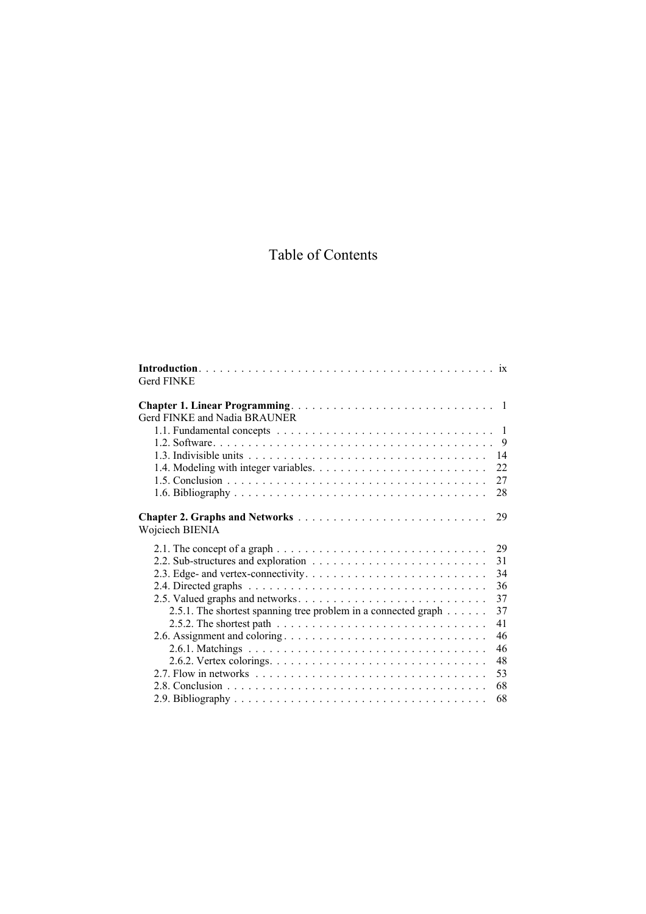# Table of Contents

**Introduction** . . . . . . . . . . . . . . . . . . . . . . . . . . . . . . . . . . . . . . . . . . ix
Gerd FINKE

**Chapter 1. Linear Programming** . . . . . . . . . . . . . . . . . . . . . . . . . . . . . 1
Gerd FINKE and Nadia BRAUNER

- 1.1. Fundamental concepts . . . . . . . . . . . . . . . . . . . . . . . . . . . . . . . 1
- 1.2. Software . . . . . . . . . . . . . . . . . . . . . . . . . . . . . . . . . . . . . . . . 9
- 1.3. Indivisible units . . . . . . . . . . . . . . . . . . . . . . . . . . . . . . . . . . . 14
- 1.4. Modeling with integer variables . . . . . . . . . . . . . . . . . . . . . . . . . 22
- 1.5. Conclusion . . . . . . . . . . . . . . . . . . . . . . . . . . . . . . . . . . . . . 27
- 1.6. Bibliography . . . . . . . . . . . . . . . . . . . . . . . . . . . . . . . . . . . . 28

**Chapter 2. Graphs and Networks** . . . . . . . . . . . . . . . . . . . . . . . . . . . 29
Wojciech BIENIA

- 2.1. The concept of a graph . . . . . . . . . . . . . . . . . . . . . . . . . . . . . . 29
- 2.2. Sub-structures and exploration . . . . . . . . . . . . . . . . . . . . . . . . . 31
- 2.3. Edge- and vertex-connectivity . . . . . . . . . . . . . . . . . . . . . . . . . . 34
- 2.4. Directed graphs . . . . . . . . . . . . . . . . . . . . . . . . . . . . . . . . . . 36
- 2.5. Valued graphs and networks . . . . . . . . . . . . . . . . . . . . . . . . . . . 37
  - 2.5.1. The shortest spanning tree problem in a connected graph . . . . . . 37
  - 2.5.2. The shortest path . . . . . . . . . . . . . . . . . . . . . . . . . . . . . . 41
- 2.6. Assignment and coloring . . . . . . . . . . . . . . . . . . . . . . . . . . . . . 46
  - 2.6.1. Matchings . . . . . . . . . . . . . . . . . . . . . . . . . . . . . . . . . . 46
  - 2.6.2. Vertex colorings . . . . . . . . . . . . . . . . . . . . . . . . . . . . . . . 48
- 2.7. Flow in networks . . . . . . . . . . . . . . . . . . . . . . . . . . . . . . . . . 53
- 2.8. Conclusion . . . . . . . . . . . . . . . . . . . . . . . . . . . . . . . . . . . . . 68
- 2.9. Bibliography . . . . . . . . . . . . . . . . . . . . . . . . . . . . . . . . . . . . 68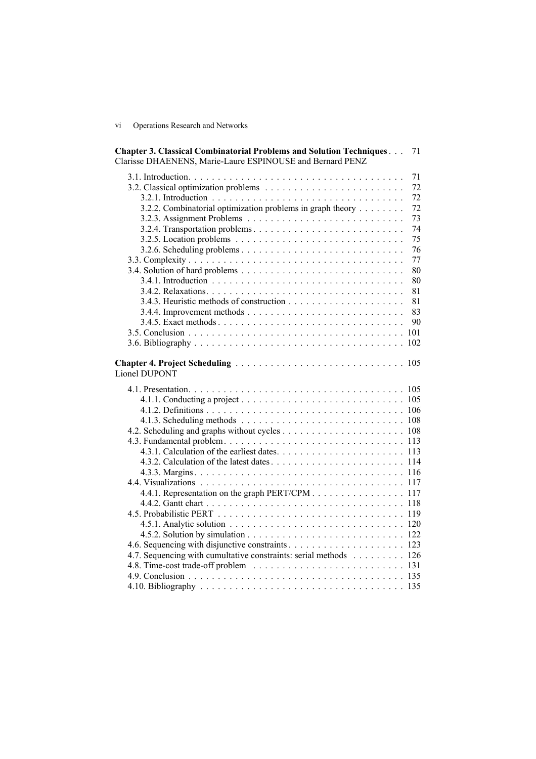**Chapter 3. Classical Combinatorial Problems and Solution Techniques** . . . 71
Clarisse DHAENENS, Marie-Laure ESPINOUSE and Bernard PENZ

3.1. Introduction. . . . . . . . . . . . . . . . . . . . . . . . . . . . . . . . . . . . . 71
3.2. Classical optimization problems . . . . . . . . . . . . . . . . . . . . . . . . 72
  3.2.1. Introduction . . . . . . . . . . . . . . . . . . . . . . . . . . . . . . . . . 72
  3.2.2. Combinatorial optimization problems in graph theory . . . . . . . . 72
  3.2.3. Assignment Problems . . . . . . . . . . . . . . . . . . . . . . . . . . . 73
  3.2.4. Transportation problems . . . . . . . . . . . . . . . . . . . . . . . . . . 74
  3.2.5. Location problems . . . . . . . . . . . . . . . . . . . . . . . . . . . . . 75
  3.2.6. Scheduling problems . . . . . . . . . . . . . . . . . . . . . . . . . . . . 76
3.3. Complexity . . . . . . . . . . . . . . . . . . . . . . . . . . . . . . . . . . . . . 77
3.4. Solution of hard problems . . . . . . . . . . . . . . . . . . . . . . . . . . . . 80
  3.4.1. Introduction . . . . . . . . . . . . . . . . . . . . . . . . . . . . . . . . . 80
  3.4.2. Relaxations. . . . . . . . . . . . . . . . . . . . . . . . . . . . . . . . . . 81
  3.4.3. Heuristic methods of construction . . . . . . . . . . . . . . . . . . . . 81
  3.4.4. Improvement methods . . . . . . . . . . . . . . . . . . . . . . . . . . . 83
  3.4.5. Exact methods . . . . . . . . . . . . . . . . . . . . . . . . . . . . . . . . 90
3.5. Conclusion . . . . . . . . . . . . . . . . . . . . . . . . . . . . . . . . . . . . . 101
3.6. Bibliography . . . . . . . . . . . . . . . . . . . . . . . . . . . . . . . . . . . . 102

**Chapter 4. Project Scheduling** . . . . . . . . . . . . . . . . . . . . . . . . . . . . 105
Lionel DUPONT

4.1. Presentation. . . . . . . . . . . . . . . . . . . . . . . . . . . . . . . . . . . . . 105
  4.1.1. Conducting a project . . . . . . . . . . . . . . . . . . . . . . . . . . . . 105
  4.1.2. Definitions . . . . . . . . . . . . . . . . . . . . . . . . . . . . . . . . . . 106
  4.1.3. Scheduling methods . . . . . . . . . . . . . . . . . . . . . . . . . . . . 108
4.2. Scheduling and graphs without cycles . . . . . . . . . . . . . . . . . . . . . 108
4.3. Fundamental problem. . . . . . . . . . . . . . . . . . . . . . . . . . . . . . . 113
  4.3.1. Calculation of the earliest dates. . . . . . . . . . . . . . . . . . . . . . 113
  4.3.2. Calculation of the latest dates . . . . . . . . . . . . . . . . . . . . . . . 114
  4.3.3. Margins . . . . . . . . . . . . . . . . . . . . . . . . . . . . . . . . . . . . 116
4.4. Visualizations . . . . . . . . . . . . . . . . . . . . . . . . . . . . . . . . . . . 117
  4.4.1. Representation on the graph PERT/CPM . . . . . . . . . . . . . . . . 117
  4.4.2. Gantt chart . . . . . . . . . . . . . . . . . . . . . . . . . . . . . . . . . . 118
4.5. Probabilistic PERT . . . . . . . . . . . . . . . . . . . . . . . . . . . . . . . . 119
  4.5.1. Analytic solution . . . . . . . . . . . . . . . . . . . . . . . . . . . . . . . 120
  4.5.2. Solution by simulation . . . . . . . . . . . . . . . . . . . . . . . . . . . 122
4.6. Sequencing with disjunctive constraints . . . . . . . . . . . . . . . . . . . . 123
4.7. Sequencing with cumultative constraints: serial methods . . . . . . . . . 126
4.8. Time-cost trade-off problem . . . . . . . . . . . . . . . . . . . . . . . . . . . 131
4.9. Conclusion . . . . . . . . . . . . . . . . . . . . . . . . . . . . . . . . . . . . . 135
4.10. Bibliography . . . . . . . . . . . . . . . . . . . . . . . . . . . . . . . . . . . 135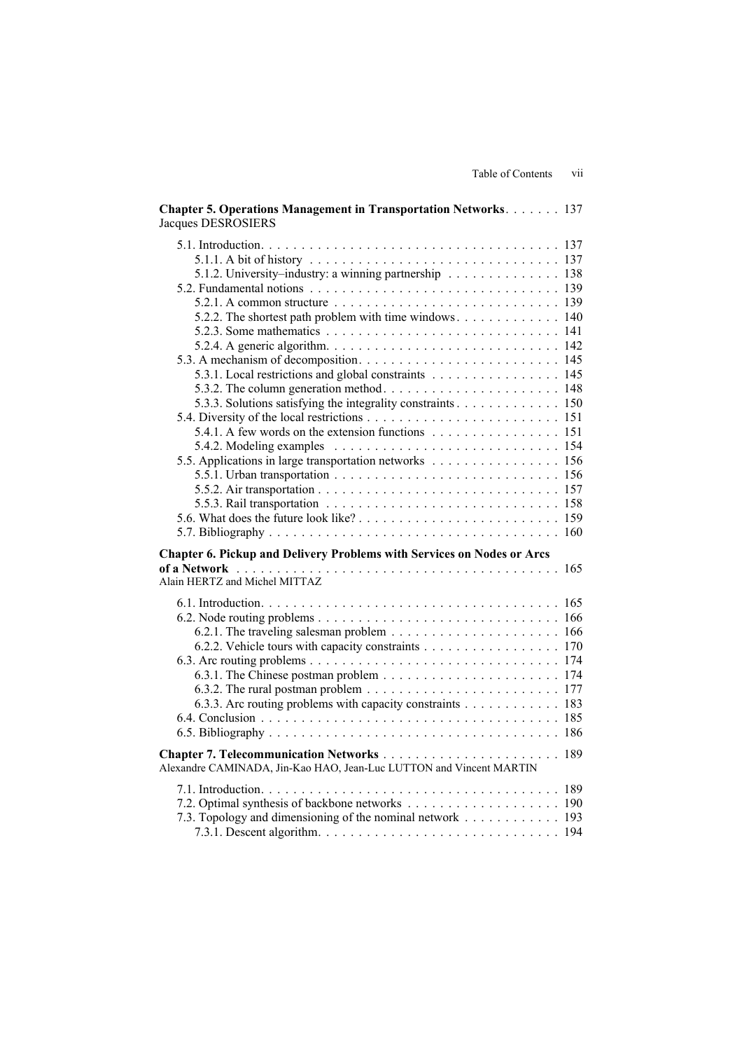**Chapter 5. Operations Management in Transportation Networks** . . . . . . . 137
Jacques DESROSIERS

5.1. Introduction . . . . . . . . . . . . . . . . . . . . . . . . . . . . . . . . . . . . 137
  5.1.1. A bit of history . . . . . . . . . . . . . . . . . . . . . . . . . . . . . . . 137
  5.1.2. University–industry: a winning partnership . . . . . . . . . . . . . . 138
5.2. Fundamental notions . . . . . . . . . . . . . . . . . . . . . . . . . . . . . . 139
  5.2.1. A common structure . . . . . . . . . . . . . . . . . . . . . . . . . . . . 139
  5.2.2. The shortest path problem with time windows . . . . . . . . . . . . . 140
  5.2.3. Some mathematics . . . . . . . . . . . . . . . . . . . . . . . . . . . . . 141
  5.2.4. A generic algorithm . . . . . . . . . . . . . . . . . . . . . . . . . . . . 142
5.3. A mechanism of decomposition . . . . . . . . . . . . . . . . . . . . . . . . 145
  5.3.1. Local restrictions and global constraints . . . . . . . . . . . . . . . . 145
  5.3.2. The column generation method . . . . . . . . . . . . . . . . . . . . . 148
  5.3.3. Solutions satisfying the integrality constraints . . . . . . . . . . . . . 150
5.4. Diversity of the local restrictions . . . . . . . . . . . . . . . . . . . . . . . 151
  5.4.1. A few words on the extension functions . . . . . . . . . . . . . . . . 151
  5.4.2. Modeling examples . . . . . . . . . . . . . . . . . . . . . . . . . . . . 154
5.5. Applications in large transportation networks . . . . . . . . . . . . . . . . 156
  5.5.1. Urban transportation . . . . . . . . . . . . . . . . . . . . . . . . . . . . 156
  5.5.2. Air transportation . . . . . . . . . . . . . . . . . . . . . . . . . . . . . 157
  5.5.3. Rail transportation . . . . . . . . . . . . . . . . . . . . . . . . . . . . . 158
5.6. What does the future look like? . . . . . . . . . . . . . . . . . . . . . . . . 159
5.7. Bibliography . . . . . . . . . . . . . . . . . . . . . . . . . . . . . . . . . . . 160

**Chapter 6. Pickup and Delivery Problems with Services on Nodes or Arcs of a Network** . . . . . . . . . . . . . . . . . . . . . . . . . . . . . . . . . . . . . . . 165
Alain HERTZ and Michel MITTAZ

6.1. Introduction . . . . . . . . . . . . . . . . . . . . . . . . . . . . . . . . . . . . 165
6.2. Node routing problems . . . . . . . . . . . . . . . . . . . . . . . . . . . . . 166
  6.2.1. The traveling salesman problem . . . . . . . . . . . . . . . . . . . . . 166
  6.2.2. Vehicle tours with capacity constraints . . . . . . . . . . . . . . . . . 170
6.3. Arc routing problems . . . . . . . . . . . . . . . . . . . . . . . . . . . . . . 174
  6.3.1. The Chinese postman problem . . . . . . . . . . . . . . . . . . . . . . 174
  6.3.2. The rural postman problem . . . . . . . . . . . . . . . . . . . . . . . . 177
  6.3.3. Arc routing problems with capacity constraints . . . . . . . . . . . . 183
6.4. Conclusion . . . . . . . . . . . . . . . . . . . . . . . . . . . . . . . . . . . . 185
6.5. Bibliography . . . . . . . . . . . . . . . . . . . . . . . . . . . . . . . . . . . 186

**Chapter 7. Telecommunication Networks** . . . . . . . . . . . . . . . . . . . . . . 189
Alexandre CAMINADA, Jin-Kao HAO, Jean-Luc LUTTON and Vincent MARTIN

7.1. Introduction . . . . . . . . . . . . . . . . . . . . . . . . . . . . . . . . . . . . 189
7.2. Optimal synthesis of backbone networks . . . . . . . . . . . . . . . . . . . 190
7.3. Topology and dimensioning of the nominal network . . . . . . . . . . . . 193
  7.3.1. Descent algorithm . . . . . . . . . . . . . . . . . . . . . . . . . . . . . . 194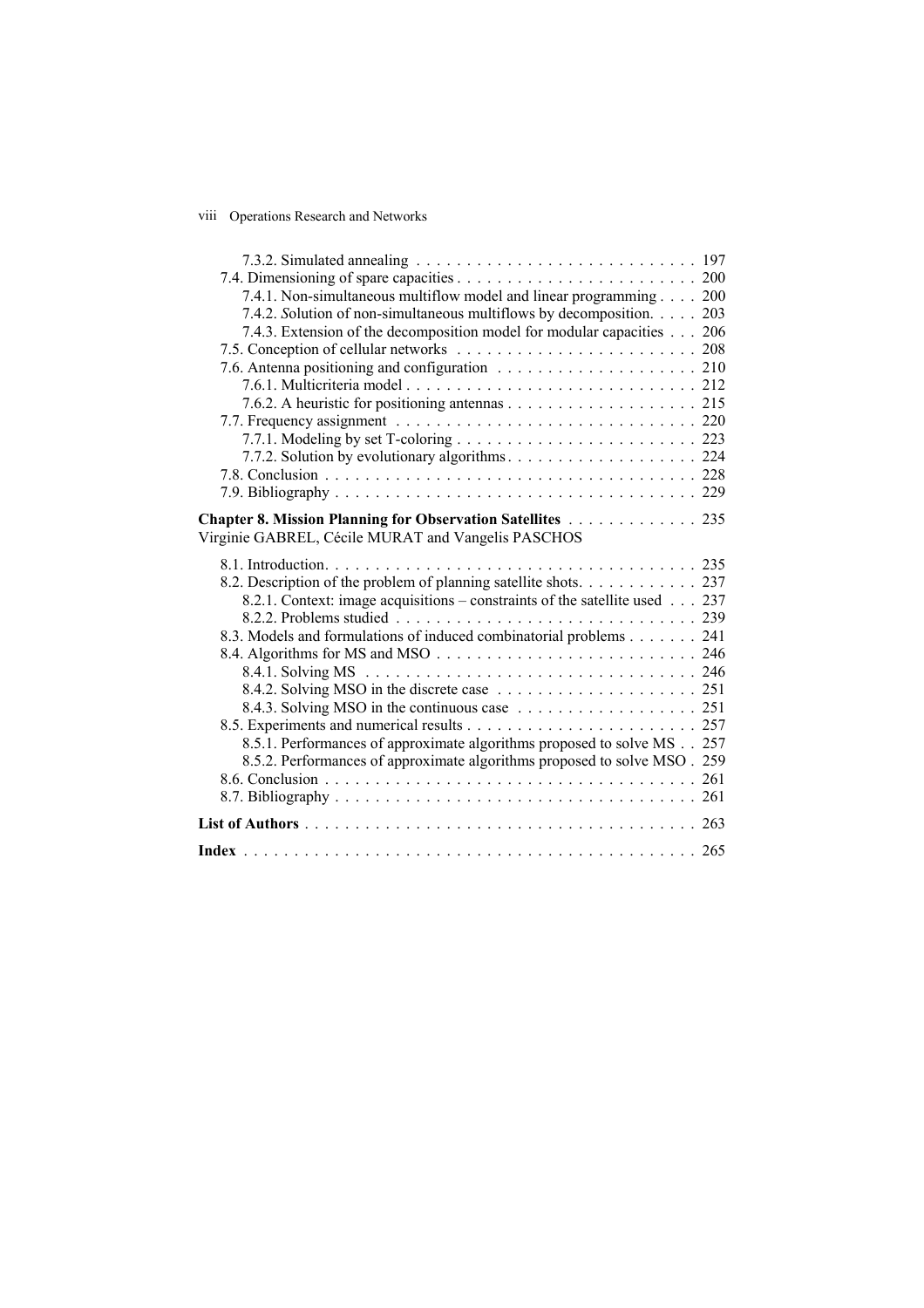7.3.2. Simulated annealing . . . . . . . . . . . . . . . . . . . . . . . . . . . . 197
7.4. Dimensioning of spare capacities . . . . . . . . . . . . . . . . . . . . . . . . 200
7.4.1. Non-simultaneous multiflow model and linear programming . . . . 200
7.4.2. *S*olution of non-simultaneous multiflows by decomposition. . . . . 203
7.4.3. Extension of the decomposition model for modular capacities . . . 206
7.5. Conception of cellular networks . . . . . . . . . . . . . . . . . . . . . . . . 208
7.6. Antenna positioning and configuration . . . . . . . . . . . . . . . . . . . . 210
7.6.1. Multicriteria model . . . . . . . . . . . . . . . . . . . . . . . . . . . . 212
7.6.2. A heuristic for positioning antennas . . . . . . . . . . . . . . . . . . . 215
7.7. Frequency assignment . . . . . . . . . . . . . . . . . . . . . . . . . . . . . 220
7.7.1. Modeling by set T-coloring . . . . . . . . . . . . . . . . . . . . . . . . 223
7.7.2. Solution by evolutionary algorithms . . . . . . . . . . . . . . . . . . . 224
7.8. Conclusion . . . . . . . . . . . . . . . . . . . . . . . . . . . . . . . . . . . 228
7.9. Bibliography . . . . . . . . . . . . . . . . . . . . . . . . . . . . . . . . . . 229

**Chapter 8. Mission Planning for Observation Satellites** . . . . . . . . . . . . 235
Virginie GABREL, Cécile MURAT and Vangelis PASCHOS

8.1. Introduction. . . . . . . . . . . . . . . . . . . . . . . . . . . . . . . . . . . 235
8.2. Description of the problem of planning satellite shots. . . . . . . . . . . . 237
8.2.1. Context: image acquisitions – constraints of the satellite used . . . 237
8.2.2. Problems studied . . . . . . . . . . . . . . . . . . . . . . . . . . . . . 239
8.3. Models and formulations of induced combinatorial problems . . . . . . . 241
8.4. Algorithms for MS and MSO . . . . . . . . . . . . . . . . . . . . . . . . . 246
8.4.1. Solving MS . . . . . . . . . . . . . . . . . . . . . . . . . . . . . . . . 246
8.4.2. Solving MSO in the discrete case . . . . . . . . . . . . . . . . . . . . 251
8.4.3. Solving MSO in the continuous case . . . . . . . . . . . . . . . . . . 251
8.5. Experiments and numerical results . . . . . . . . . . . . . . . . . . . . . . 257
8.5.1. Performances of approximate algorithms proposed to solve MS . . 257
8.5.2. Performances of approximate algorithms proposed to solve MSO . 259
8.6. Conclusion . . . . . . . . . . . . . . . . . . . . . . . . . . . . . . . . . . . 261
8.7. Bibliography . . . . . . . . . . . . . . . . . . . . . . . . . . . . . . . . . . 261

**List of Authors** . . . . . . . . . . . . . . . . . . . . . . . . . . . . . . . . . . . 263

**Index** . . . . . . . . . . . . . . . . . . . . . . . . . . . . . . . . . . . . . . . . 265